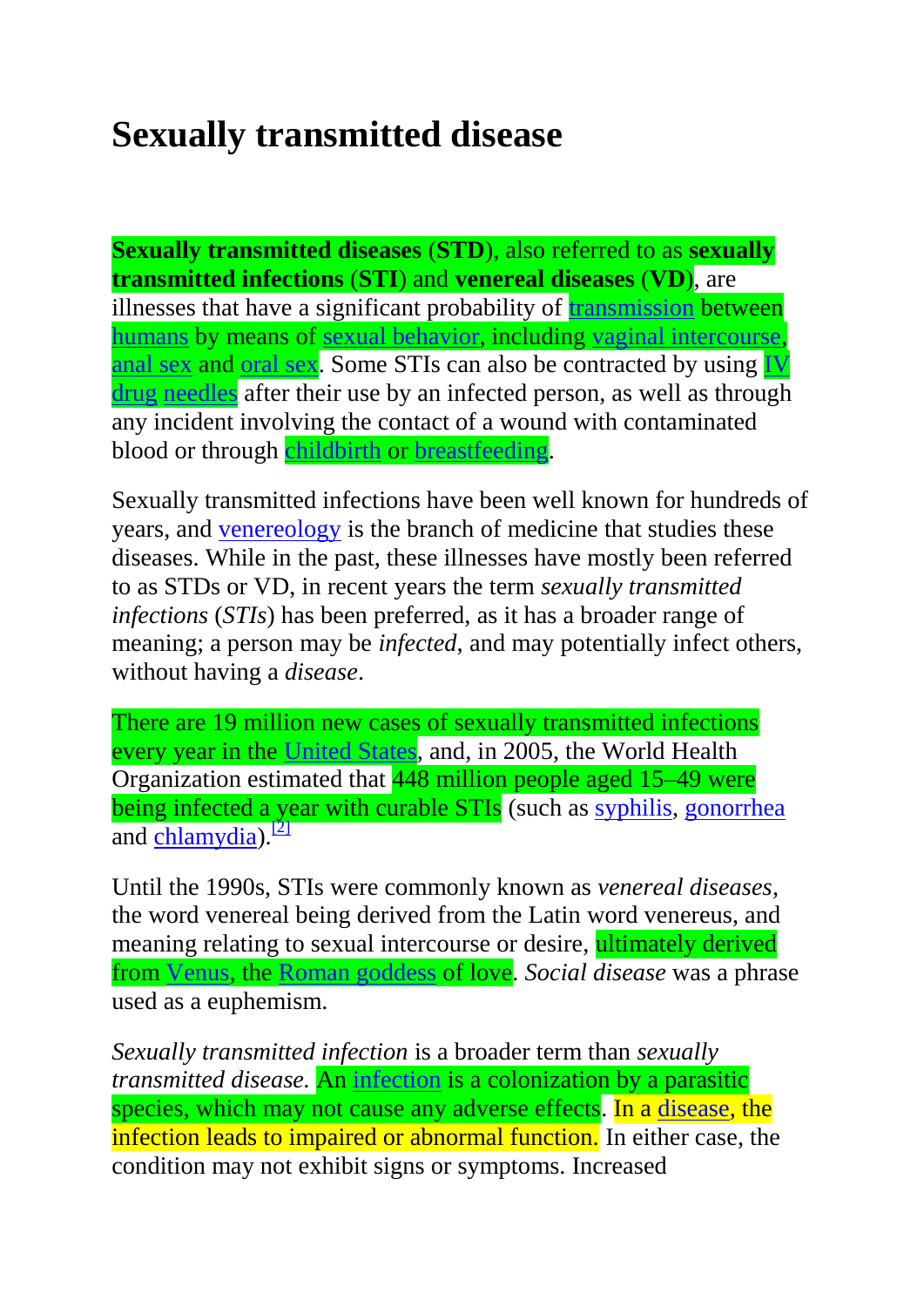# Sexually transmitted disease

**Sexually transmitted diseases** (**STD**), also referred to as **sexually transmitted infections** (**STI**) and **venereal diseases** (**VD**), are illnesses that have a significant probability of transmission between humans by means of sexual behavior, including vaginal intercourse, anal sex and oral sex. Some STIs can also be contracted by using IV drug needles after their use by an infected person, as well as through any incident involving the contact of a wound with contaminated blood or through childbirth or breastfeeding.

Sexually transmitted infections have been well known for hundreds of years, and venereology is the branch of medicine that studies these diseases. While in the past, these illnesses have mostly been referred to as STDs or VD, in recent years the term *sexually transmitted infections* (*STIs*) has been preferred, as it has a broader range of meaning; a person may be *infected*, and may potentially infect others, without having a *disease*.

There are 19 million new cases of sexually transmitted infections every year in the United States, and, in 2005, the World Health Organization estimated that 448 million people aged 15–49 were being infected a year with curable STIs (such as syphilis, gonorrhea and chlamydia).[2]

Until the 1990s, STIs were commonly known as *venereal diseases*, the word venereal being derived from the Latin word venereus, and meaning relating to sexual intercourse or desire, ultimately derived from Venus, the Roman goddess of love. *Social disease* was a phrase used as a euphemism.

*Sexually transmitted infection* is a broader term than *sexually transmitted disease*. An infection is a colonization by a parasitic species, which may not cause any adverse effects. In a disease, the infection leads to impaired or abnormal function. In either case, the condition may not exhibit signs or symptoms. Increased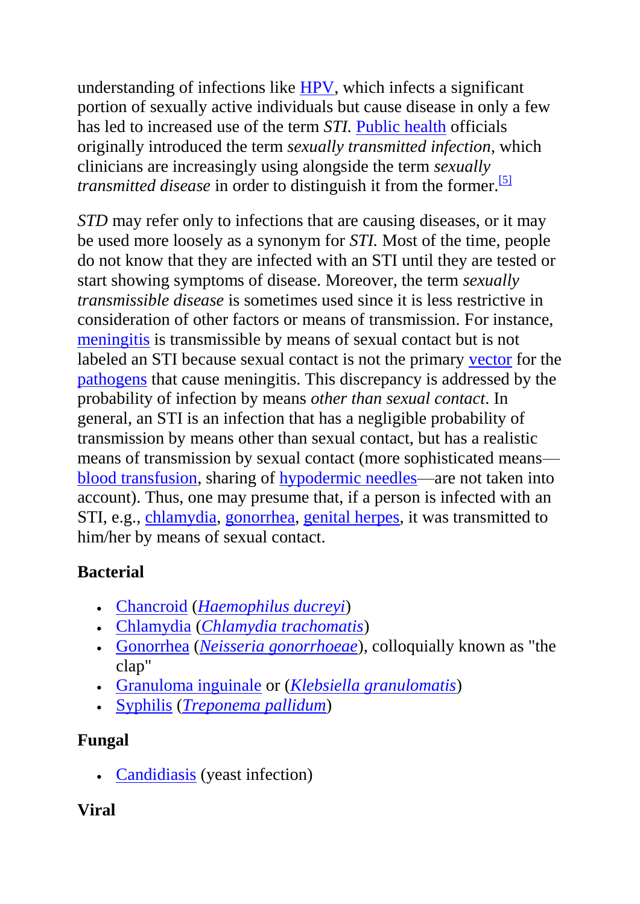understanding of infections like HPV, which infects a significant portion of sexually active individuals but cause disease in only a few has led to increased use of the term *STI*. Public health officials originally introduced the term *sexually transmitted infection*, which clinicians are increasingly using alongside the term *sexually transmitted disease* in order to distinguish it from the former.[5]

*STD* may refer only to infections that are causing diseases, or it may be used more loosely as a synonym for *STI*. Most of the time, people do not know that they are infected with an STI until they are tested or start showing symptoms of disease. Moreover, the term *sexually transmissible disease* is sometimes used since it is less restrictive in consideration of other factors or means of transmission. For instance, meningitis is transmissible by means of sexual contact but is not labeled an STI because sexual contact is not the primary vector for the pathogens that cause meningitis. This discrepancy is addressed by the probability of infection by means *other than sexual contact*. In general, an STI is an infection that has a negligible probability of transmission by means other than sexual contact, but has a realistic means of transmission by sexual contact (more sophisticated means—blood transfusion, sharing of hypodermic needles—are not taken into account). Thus, one may presume that, if a person is infected with an STI, e.g., chlamydia, gonorrhea, genital herpes, it was transmitted to him/her by means of sexual contact.

**Bacterial**

- Chancroid (*Haemophilus ducreyi*)
- Chlamydia (*Chlamydia trachomatis*)
- Gonorrhea (*Neisseria gonorrhoeae*), colloquially known as "the clap"
- Granuloma inguinale or (*Klebsiella granulomatis*)
- Syphilis (*Treponema pallidum*)

**Fungal**

- Candidiasis (yeast infection)

**Viral**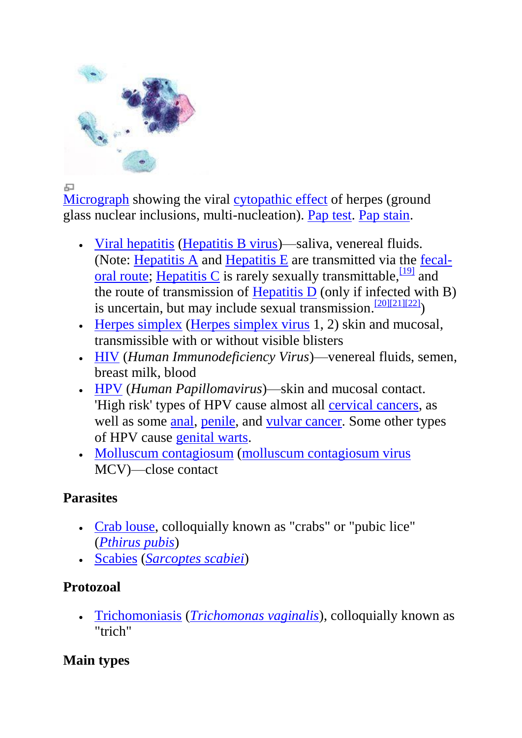Micrograph showing the viral cytopathic effect of herpes (ground glass nuclear inclusions, multi-nucleation). Pap test. Pap stain.

- Viral hepatitis (Hepatitis B virus)—saliva, venereal fluids. (Note: Hepatitis A and Hepatitis E are transmitted via the fecal-oral route; Hepatitis C is rarely sexually transmittable,[19] and the route of transmission of Hepatitis D (only if infected with B) is uncertain, but may include sexual transmission.[20][21][22])
- Herpes simplex (Herpes simplex virus 1, 2) skin and mucosal, transmissible with or without visible blisters
- HIV (*Human Immunodeficiency Virus*)—venereal fluids, semen, breast milk, blood
- HPV (*Human Papillomavirus*)—skin and mucosal contact. 'High risk' types of HPV cause almost all cervical cancers, as well as some anal, penile, and vulvar cancer. Some other types of HPV cause genital warts.
- Molluscum contagiosum (molluscum contagiosum virus MCV)—close contact

**Parasites**

- Crab louse, colloquially known as "crabs" or "pubic lice" (*Pthirus pubis*)
- Scabies (*Sarcoptes scabiei*)

**Protozoal**

- Trichomoniasis (*Trichomonas vaginalis*), colloquially known as "trich"

**Main types**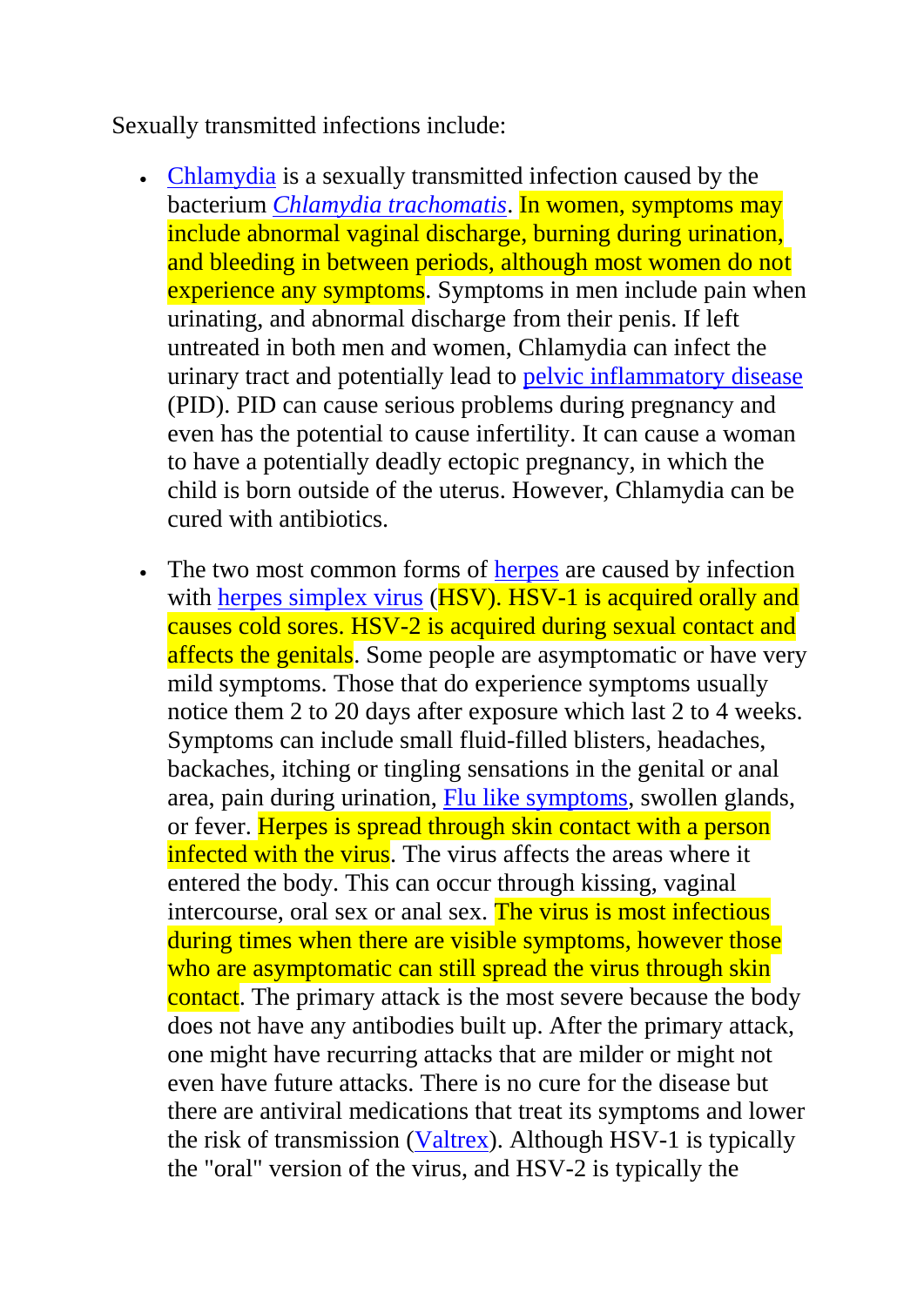Sexually transmitted infections include:

- Chlamydia is a sexually transmitted infection caused by the bacterium *Chlamydia trachomatis*. In women, symptoms may include abnormal vaginal discharge, burning during urination, and bleeding in between periods, although most women do not experience any symptoms. Symptoms in men include pain when urinating, and abnormal discharge from their penis. If left untreated in both men and women, Chlamydia can infect the urinary tract and potentially lead to pelvic inflammatory disease (PID). PID can cause serious problems during pregnancy and even has the potential to cause infertility. It can cause a woman to have a potentially deadly ectopic pregnancy, in which the child is born outside of the uterus. However, Chlamydia can be cured with antibiotics.

- The two most common forms of herpes are caused by infection with herpes simplex virus (HSV). HSV-1 is acquired orally and causes cold sores. HSV-2 is acquired during sexual contact and affects the genitals. Some people are asymptomatic or have very mild symptoms. Those that do experience symptoms usually notice them 2 to 20 days after exposure which last 2 to 4 weeks. Symptoms can include small fluid-filled blisters, headaches, backaches, itching or tingling sensations in the genital or anal area, pain during urination, Flu like symptoms, swollen glands, or fever. Herpes is spread through skin contact with a person infected with the virus. The virus affects the areas where it entered the body. This can occur through kissing, vaginal intercourse, oral sex or anal sex. The virus is most infectious during times when there are visible symptoms, however those who are asymptomatic can still spread the virus through skin contact. The primary attack is the most severe because the body does not have any antibodies built up. After the primary attack, one might have recurring attacks that are milder or might not even have future attacks. There is no cure for the disease but there are antiviral medications that treat its symptoms and lower the risk of transmission (Valtrex). Although HSV-1 is typically the "oral" version of the virus, and HSV-2 is typically the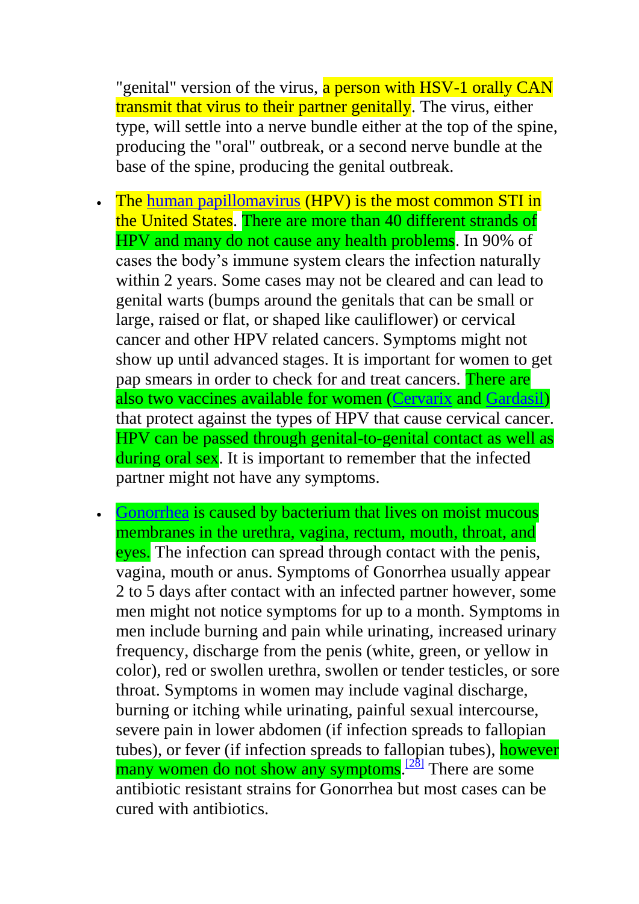"genital" version of the virus, a person with HSV-1 orally CAN transmit that virus to their partner genitally. The virus, either type, will settle into a nerve bundle either at the top of the spine, producing the "oral" outbreak, or a second nerve bundle at the base of the spine, producing the genital outbreak.

- The human papillomavirus (HPV) is the most common STI in the United States. There are more than 40 different strands of HPV and many do not cause any health problems. In 90% of cases the body's immune system clears the infection naturally within 2 years. Some cases may not be cleared and can lead to genital warts (bumps around the genitals that can be small or large, raised or flat, or shaped like cauliflower) or cervical cancer and other HPV related cancers. Symptoms might not show up until advanced stages. It is important for women to get pap smears in order to check for and treat cancers. There are also two vaccines available for women (Cervarix and Gardasil) that protect against the types of HPV that cause cervical cancer. HPV can be passed through genital-to-genital contact as well as during oral sex. It is important to remember that the infected partner might not have any symptoms.

- Gonorrhea is caused by bacterium that lives on moist mucous membranes in the urethra, vagina, rectum, mouth, throat, and eyes. The infection can spread through contact with the penis, vagina, mouth or anus. Symptoms of Gonorrhea usually appear 2 to 5 days after contact with an infected partner however, some men might not notice symptoms for up to a month. Symptoms in men include burning and pain while urinating, increased urinary frequency, discharge from the penis (white, green, or yellow in color), red or swollen urethra, swollen or tender testicles, or sore throat. Symptoms in women may include vaginal discharge, burning or itching while urinating, painful sexual intercourse, severe pain in lower abdomen (if infection spreads to fallopian tubes), or fever (if infection spreads to fallopian tubes), however many women do not show any symptoms.[28] There are some antibiotic resistant strains for Gonorrhea but most cases can be cured with antibiotics.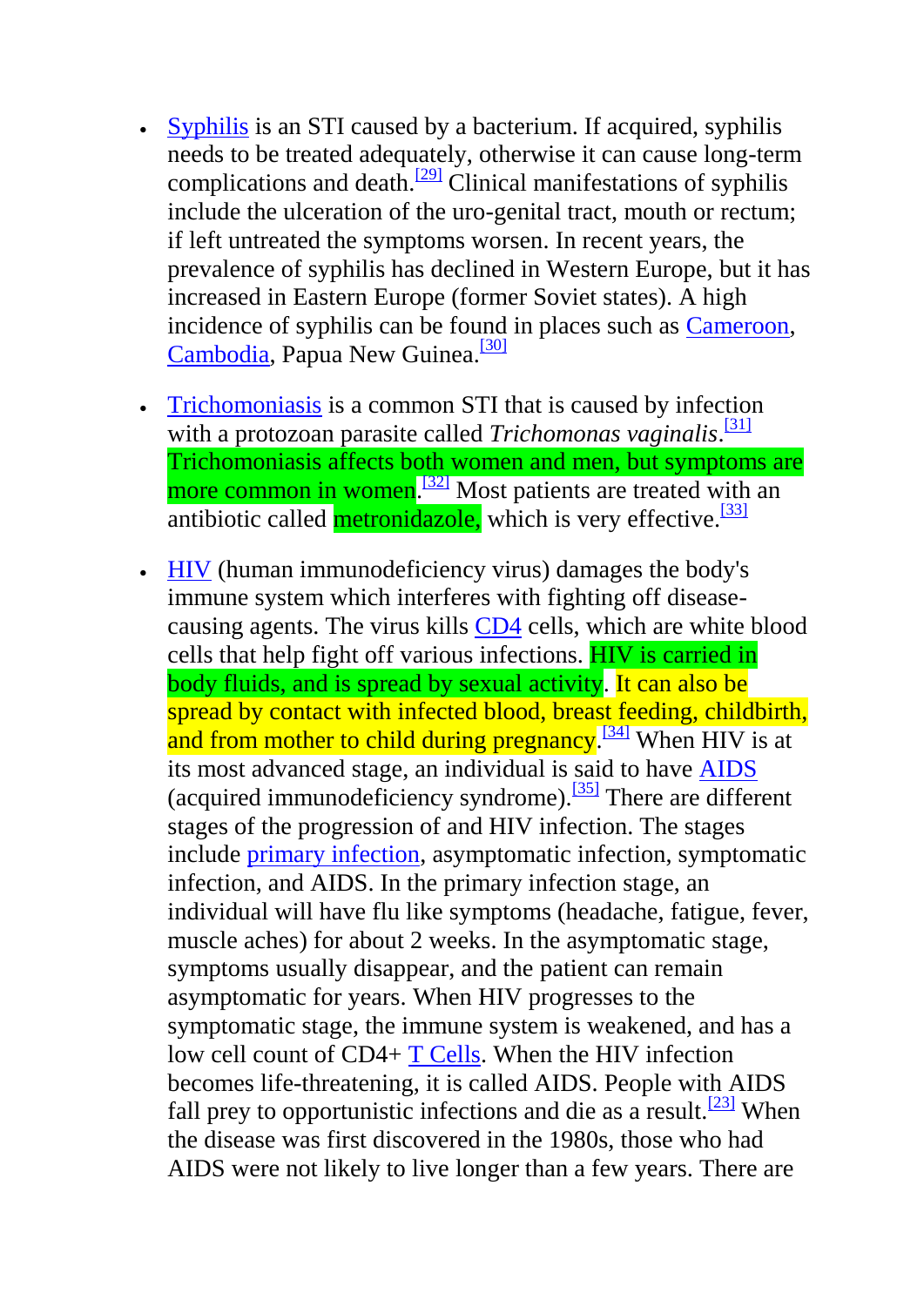- Syphilis is an STI caused by a bacterium. If acquired, syphilis needs to be treated adequately, otherwise it can cause long-term complications and death.[29] Clinical manifestations of syphilis include the ulceration of the uro-genital tract, mouth or rectum; if left untreated the symptoms worsen. In recent years, the prevalence of syphilis has declined in Western Europe, but it has increased in Eastern Europe (former Soviet states). A high incidence of syphilis can be found in places such as Cameroon, Cambodia, Papua New Guinea.[30]

- Trichomoniasis is a common STI that is caused by infection with a protozoan parasite called *Trichomonas vaginalis*.[31] Trichomoniasis affects both women and men, but symptoms are more common in women.[32] Most patients are treated with an antibiotic called metronidazole, which is very effective.[33]

- HIV (human immunodeficiency virus) damages the body's immune system which interferes with fighting off disease-causing agents. The virus kills CD4 cells, which are white blood cells that help fight off various infections. HIV is carried in body fluids, and is spread by sexual activity. It can also be spread by contact with infected blood, breast feeding, childbirth, and from mother to child during pregnancy.[34] When HIV is at its most advanced stage, an individual is said to have AIDS (acquired immunodeficiency syndrome).[35] There are different stages of the progression of and HIV infection. The stages include primary infection, asymptomatic infection, symptomatic infection, and AIDS. In the primary infection stage, an individual will have flu like symptoms (headache, fatigue, fever, muscle aches) for about 2 weeks. In the asymptomatic stage, symptoms usually disappear, and the patient can remain asymptomatic for years. When HIV progresses to the symptomatic stage, the immune system is weakened, and has a low cell count of CD4+ T Cells. When the HIV infection becomes life-threatening, it is called AIDS. People with AIDS fall prey to opportunistic infections and die as a result.[23] When the disease was first discovered in the 1980s, those who had AIDS were not likely to live longer than a few years. There are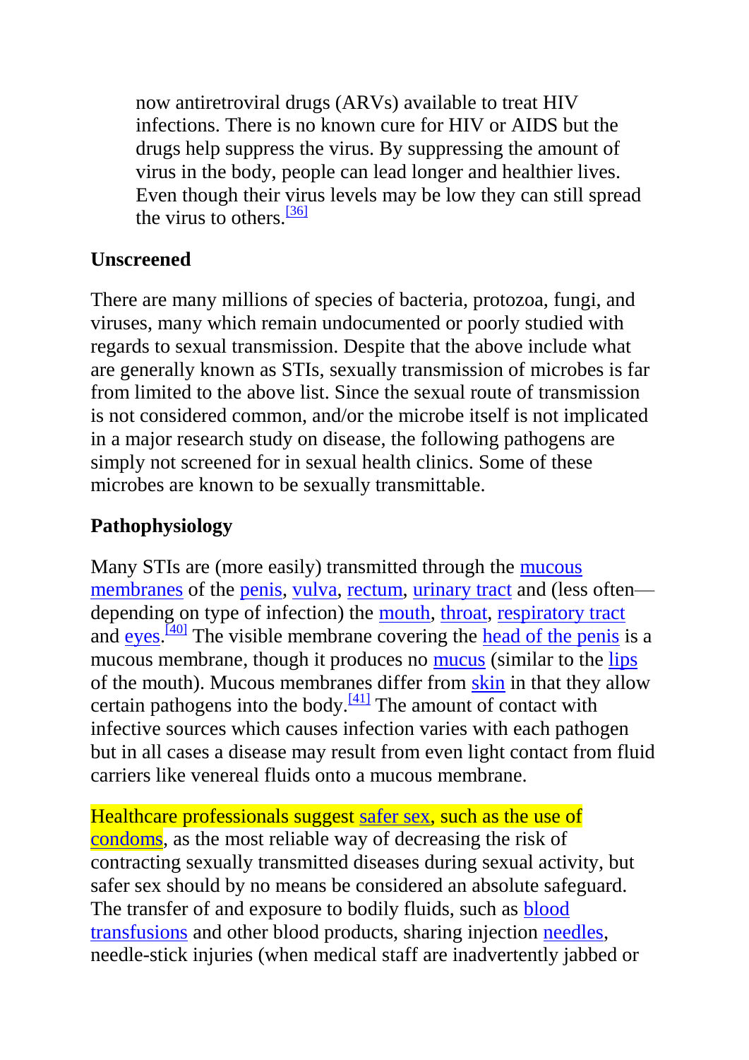now antiretroviral drugs (ARVs) available to treat HIV infections. There is no known cure for HIV or AIDS but the drugs help suppress the virus. By suppressing the amount of virus in the body, people can lead longer and healthier lives. Even though their virus levels may be low they can still spread the virus to others.[36]

### Unscreened

There are many millions of species of bacteria, protozoa, fungi, and viruses, many which remain undocumented or poorly studied with regards to sexual transmission. Despite that the above include what are generally known as STIs, sexually transmission of microbes is far from limited to the above list. Since the sexual route of transmission is not considered common, and/or the microbe itself is not implicated in a major research study on disease, the following pathogens are simply not screened for in sexual health clinics. Some of these microbes are known to be sexually transmittable.

### Pathophysiology

Many STIs are (more easily) transmitted through the mucous membranes of the penis, vulva, rectum, urinary tract and (less often—depending on type of infection) the mouth, throat, respiratory tract and eyes.[40] The visible membrane covering the head of the penis is a mucous membrane, though it produces no mucus (similar to the lips of the mouth). Mucous membranes differ from skin in that they allow certain pathogens into the body.[41] The amount of contact with infective sources which causes infection varies with each pathogen but in all cases a disease may result from even light contact from fluid carriers like venereal fluids onto a mucous membrane.

Healthcare professionals suggest safer sex, such as the use of condoms, as the most reliable way of decreasing the risk of contracting sexually transmitted diseases during sexual activity, but safer sex should by no means be considered an absolute safeguard. The transfer of and exposure to bodily fluids, such as blood transfusions and other blood products, sharing injection needles, needle-stick injuries (when medical staff are inadvertently jabbed or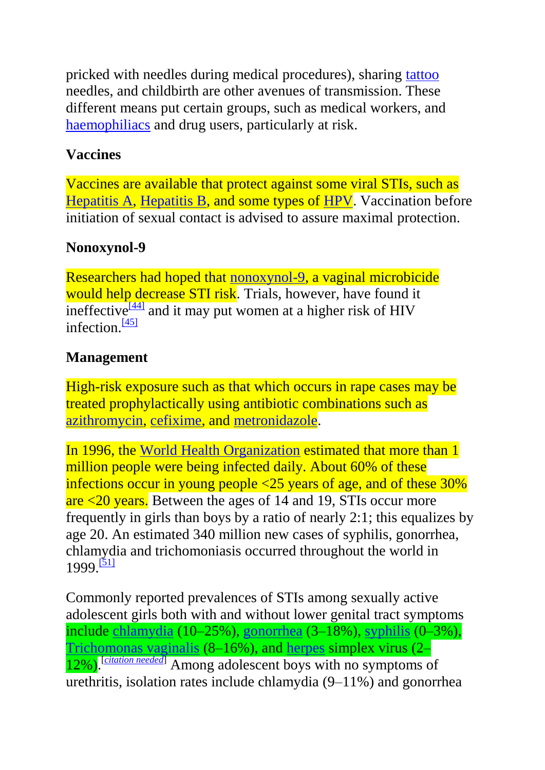pricked with needles during medical procedures), sharing tattoo needles, and childbirth are other avenues of transmission. These different means put certain groups, such as medical workers, and haemophiliacs and drug users, particularly at risk.

### Vaccines

Vaccines are available that protect against some viral STIs, such as Hepatitis A, Hepatitis B, and some types of HPV. Vaccination before initiation of sexual contact is advised to assure maximal protection.

### Nonoxynol-9

Researchers had hoped that nonoxynol-9, a vaginal microbicide would help decrease STI risk. Trials, however, have found it ineffective[44] and it may put women at a higher risk of HIV infection.[45]

### Management

High-risk exposure such as that which occurs in rape cases may be treated prophylactically using antibiotic combinations such as azithromycin, cefixime, and metronidazole.

In 1996, the World Health Organization estimated that more than 1 million people were being infected daily. About 60% of these infections occur in young people <25 years of age, and of these 30% are <20 years. Between the ages of 14 and 19, STIs occur more frequently in girls than boys by a ratio of nearly 2:1; this equalizes by age 20. An estimated 340 million new cases of syphilis, gonorrhea, chlamydia and trichomoniasis occurred throughout the world in 1999.[51]

Commonly reported prevalences of STIs among sexually active adolescent girls both with and without lower genital tract symptoms include chlamydia (10–25%), gonorrhea (3–18%), syphilis (0–3%), Trichomonas vaginalis (8–16%), and herpes simplex virus (2–12%).[citation needed] Among adolescent boys with no symptoms of urethritis, isolation rates include chlamydia (9–11%) and gonorrhea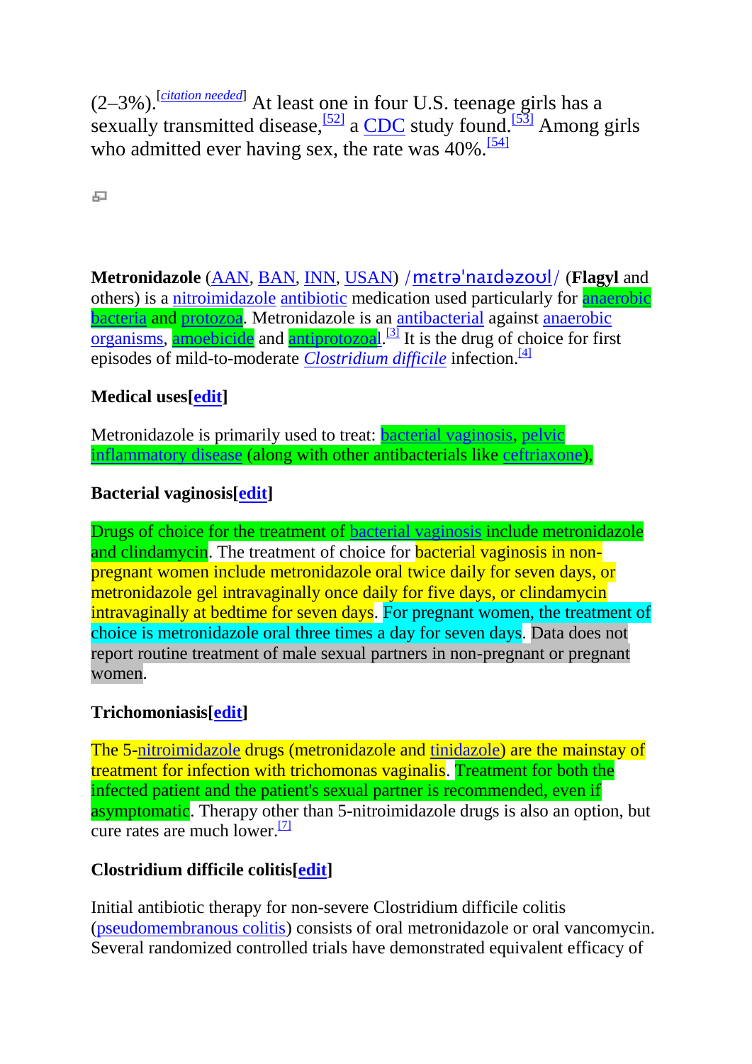(2–3%).[citation needed] At least one in four U.S. teenage girls has a sexually transmitted disease,[52] a CDC study found.[53] Among girls who admitted ever having sex, the rate was 40%.[54]

**Metronidazole** (AAN, BAN, INN, USAN) /mɛtrəˈnaɪdəzoʊl/ (**Flagyl** and others) is a nitroimidazole antibiotic medication used particularly for anaerobic bacteria and protozoa. Metronidazole is an antibacterial against anaerobic organisms, amoebicide and antiprotozoal.[3] It is the drug of choice for first episodes of mild-to-moderate *Clostridium difficile* infection.[4]

**Medical uses[edit]**

Metronidazole is primarily used to treat: bacterial vaginosis, pelvic inflammatory disease (along with other antibacterials like ceftriaxone),

**Bacterial vaginosis[edit]**

Drugs of choice for the treatment of bacterial vaginosis include metronidazole and clindamycin. The treatment of choice for bacterial vaginosis in non-pregnant women include metronidazole oral twice daily for seven days, or metronidazole gel intravaginally once daily for five days, or clindamycin intravaginally at bedtime for seven days. For pregnant women, the treatment of choice is metronidazole oral three times a day for seven days. Data does not report routine treatment of male sexual partners in non-pregnant or pregnant women.

**Trichomoniasis[edit]**

The 5-nitroimidazole drugs (metronidazole and tinidazole) are the mainstay of treatment for infection with trichomonas vaginalis. Treatment for both the infected patient and the patient's sexual partner is recommended, even if asymptomatic. Therapy other than 5-nitroimidazole drugs is also an option, but cure rates are much lower.[7]

**Clostridium difficile colitis[edit]**

Initial antibiotic therapy for non-severe Clostridium difficile colitis (pseudomembranous colitis) consists of oral metronidazole or oral vancomycin. Several randomized controlled trials have demonstrated equivalent efficacy of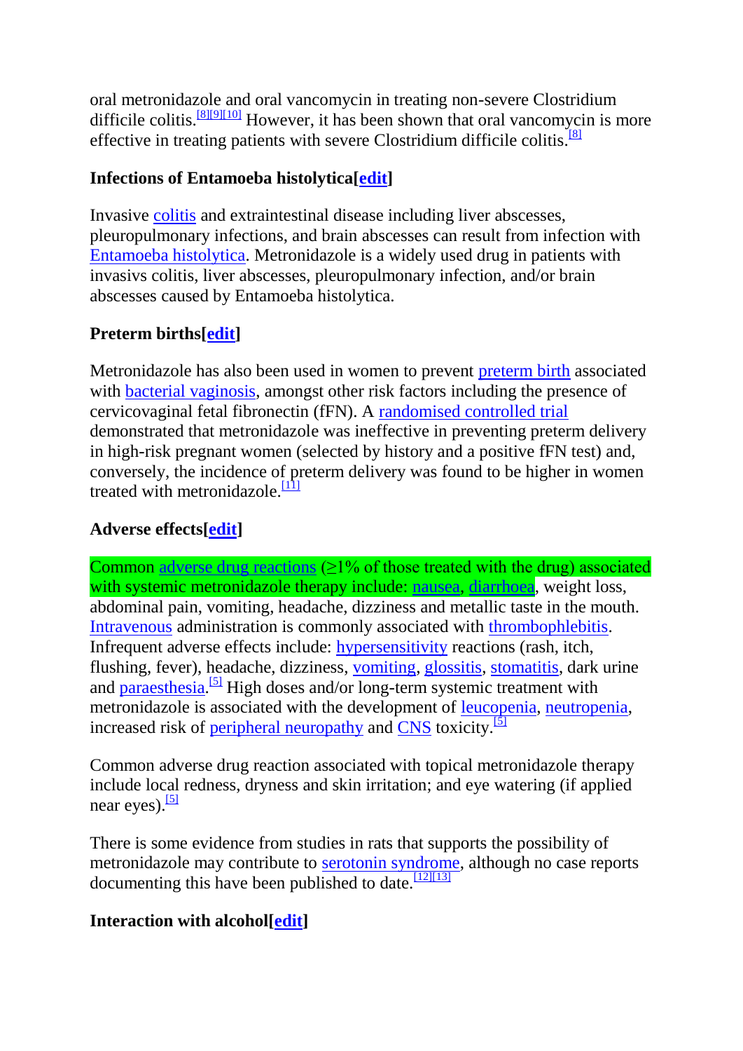oral metronidazole and oral vancomycin in treating non-severe Clostridium difficile colitis.[8][9][10] However, it has been shown that oral vancomycin is more effective in treating patients with severe Clostridium difficile colitis.[8]

### Infections of Entamoeba histolytica[edit]

Invasive colitis and extraintestinal disease including liver abscesses, pleuropulmonary infections, and brain abscesses can result from infection with Entamoeba histolytica. Metronidazole is a widely used drug in patients with invasivs colitis, liver abscesses, pleuropulmonary infection, and/or brain abscesses caused by Entamoeba histolytica.

### Preterm births[edit]

Metronidazole has also been used in women to prevent preterm birth associated with bacterial vaginosis, amongst other risk factors including the presence of cervicovaginal fetal fibronectin (fFN). A randomised controlled trial demonstrated that metronidazole was ineffective in preventing preterm delivery in high-risk pregnant women (selected by history and a positive fFN test) and, conversely, the incidence of preterm delivery was found to be higher in women treated with metronidazole.[11]

### Adverse effects[edit]

Common adverse drug reactions (≥1% of those treated with the drug) associated with systemic metronidazole therapy include: nausea, diarrhoea, weight loss, abdominal pain, vomiting, headache, dizziness and metallic taste in the mouth. Intravenous administration is commonly associated with thrombophlebitis. Infrequent adverse effects include: hypersensitivity reactions (rash, itch, flushing, fever), headache, dizziness, vomiting, glossitis, stomatitis, dark urine and paraesthesia.[5] High doses and/or long-term systemic treatment with metronidazole is associated with the development of leucopenia, neutropenia, increased risk of peripheral neuropathy and CNS toxicity.[5]

Common adverse drug reaction associated with topical metronidazole therapy include local redness, dryness and skin irritation; and eye watering (if applied near eyes).[5]

There is some evidence from studies in rats that supports the possibility of metronidazole may contribute to serotonin syndrome, although no case reports documenting this have been published to date.[12][13]

### Interaction with alcohol[edit]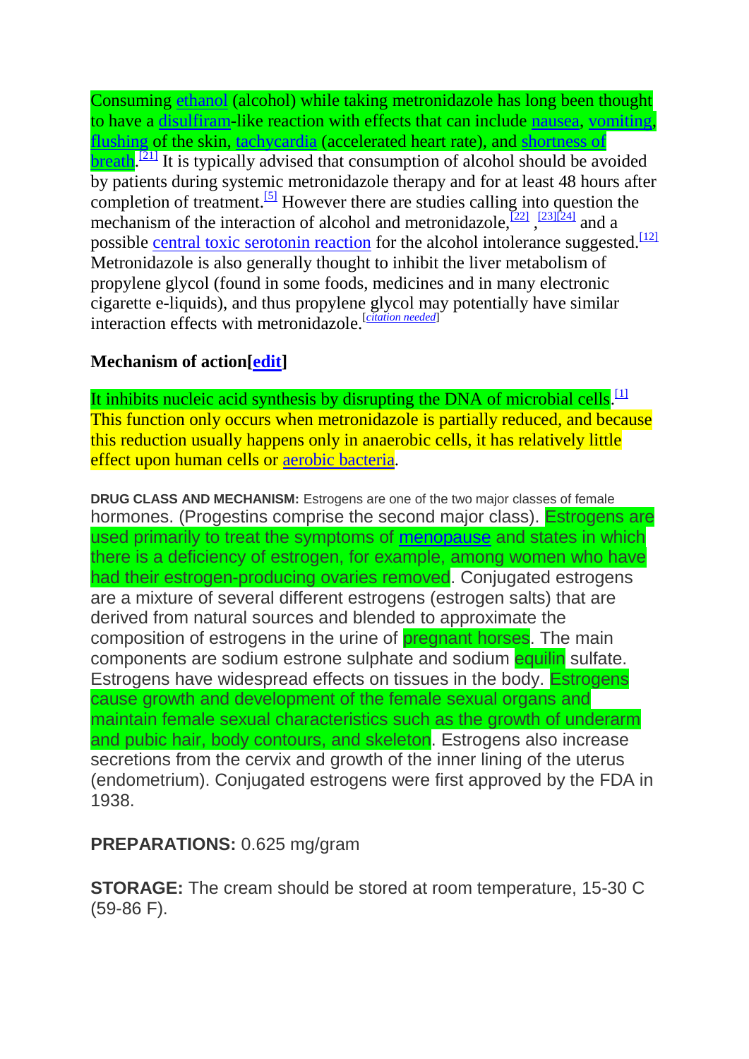Consuming ethanol (alcohol) while taking metronidazole has long been thought to have a disulfiram-like reaction with effects that can include nausea, vomiting, flushing of the skin, tachycardia (accelerated heart rate), and shortness of breath.[21] It is typically advised that consumption of alcohol should be avoided by patients during systemic metronidazole therapy and for at least 48 hours after completion of treatment.[5] However there are studies calling into question the mechanism of the interaction of alcohol and metronidazole,[22] ,[23][24] and a possible central toxic serotonin reaction for the alcohol intolerance suggested.[12] Metronidazole is also generally thought to inhibit the liver metabolism of propylene glycol (found in some foods, medicines and in many electronic cigarette e-liquids), and thus propylene glycol may potentially have similar interaction effects with metronidazole.[*citation needed*]

### Mechanism of action[edit]

It inhibits nucleic acid synthesis by disrupting the DNA of microbial cells.[1] This function only occurs when metronidazole is partially reduced, and because this reduction usually happens only in anaerobic cells, it has relatively little effect upon human cells or aerobic bacteria.

**DRUG CLASS AND MECHANISM:** Estrogens are one of the two major classes of female hormones. (Progestins comprise the second major class). Estrogens are used primarily to treat the symptoms of menopause and states in which there is a deficiency of estrogen, for example, among women who have had their estrogen-producing ovaries removed. Conjugated estrogens are a mixture of several different estrogens (estrogen salts) that are derived from natural sources and blended to approximate the composition of estrogens in the urine of pregnant horses. The main components are sodium estrone sulphate and sodium equilin sulfate. Estrogens have widespread effects on tissues in the body. Estrogens cause growth and development of the female sexual organs and maintain female sexual characteristics such as the growth of underarm and pubic hair, body contours, and skeleton. Estrogens also increase secretions from the cervix and growth of the inner lining of the uterus (endometrium). Conjugated estrogens were first approved by the FDA in 1938.

**PREPARATIONS:** 0.625 mg/gram

**STORAGE:** The cream should be stored at room temperature, 15-30 C (59-86 F).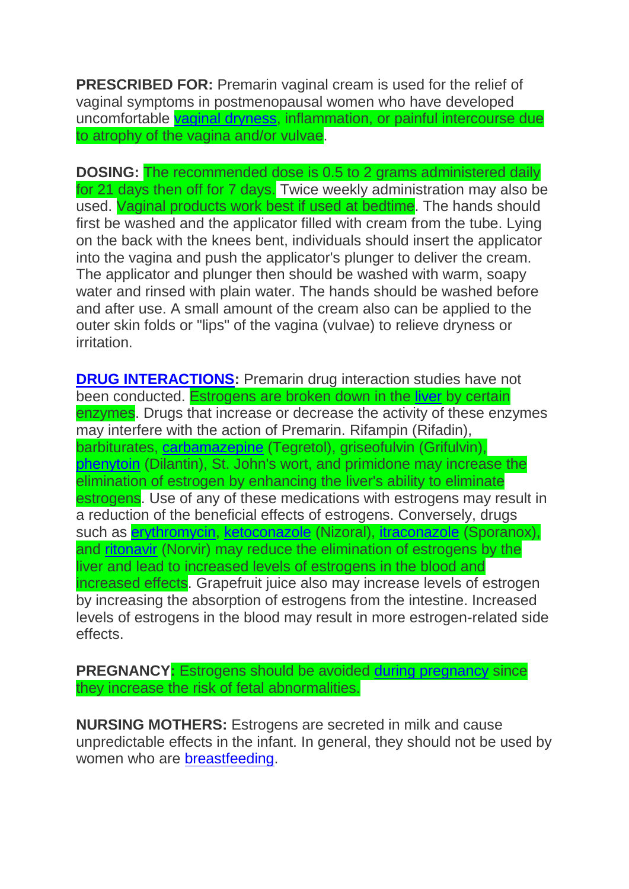**PRESCRIBED FOR:** Premarin vaginal cream is used for the relief of vaginal symptoms in postmenopausal women who have developed uncomfortable vaginal dryness, inflammation, or painful intercourse due to atrophy of the vagina and/or vulvae.

**DOSING:** The recommended dose is 0.5 to 2 grams administered daily for 21 days then off for 7 days. Twice weekly administration may also be used. Vaginal products work best if used at bedtime. The hands should first be washed and the applicator filled with cream from the tube. Lying on the back with the knees bent, individuals should insert the applicator into the vagina and push the applicator's plunger to deliver the cream. The applicator and plunger then should be washed with warm, soapy water and rinsed with plain water. The hands should be washed before and after use. A small amount of the cream also can be applied to the outer skin folds or "lips" of the vagina (vulvae) to relieve dryness or irritation.

**DRUG INTERACTIONS:** Premarin drug interaction studies have not been conducted. Estrogens are broken down in the liver by certain enzymes. Drugs that increase or decrease the activity of these enzymes may interfere with the action of Premarin. Rifampin (Rifadin), barbiturates, carbamazepine (Tegretol), griseofulvin (Grifulvin), phenytoin (Dilantin), St. John's wort, and primidone may increase the elimination of estrogen by enhancing the liver's ability to eliminate estrogens. Use of any of these medications with estrogens may result in a reduction of the beneficial effects of estrogens. Conversely, drugs such as erythromycin, ketoconazole (Nizoral), itraconazole (Sporanox), and ritonavir (Norvir) may reduce the elimination of estrogens by the liver and lead to increased levels of estrogens in the blood and increased effects. Grapefruit juice also may increase levels of estrogen by increasing the absorption of estrogens from the intestine. Increased levels of estrogens in the blood may result in more estrogen-related side effects.

**PREGNANCY:** Estrogens should be avoided during pregnancy since they increase the risk of fetal abnormalities.

**NURSING MOTHERS:** Estrogens are secreted in milk and cause unpredictable effects in the infant. In general, they should not be used by women who are breastfeeding.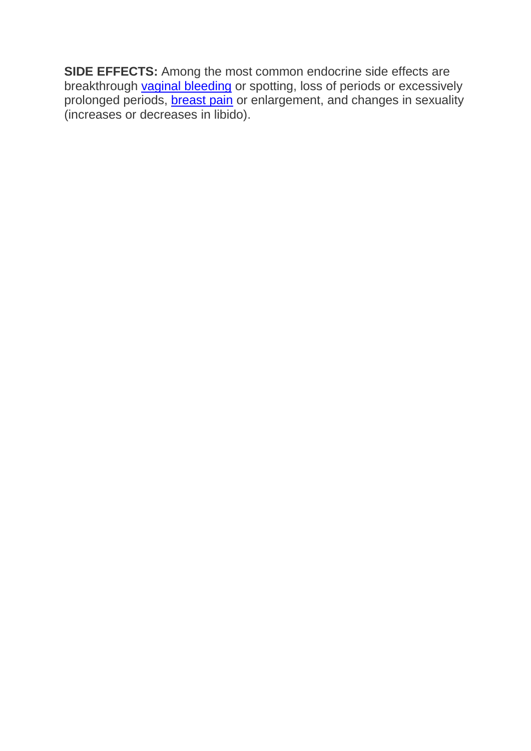**SIDE EFFECTS:** Among the most common endocrine side effects are breakthrough vaginal bleeding or spotting, loss of periods or excessively prolonged periods, breast pain or enlargement, and changes in sexuality (increases or decreases in libido).